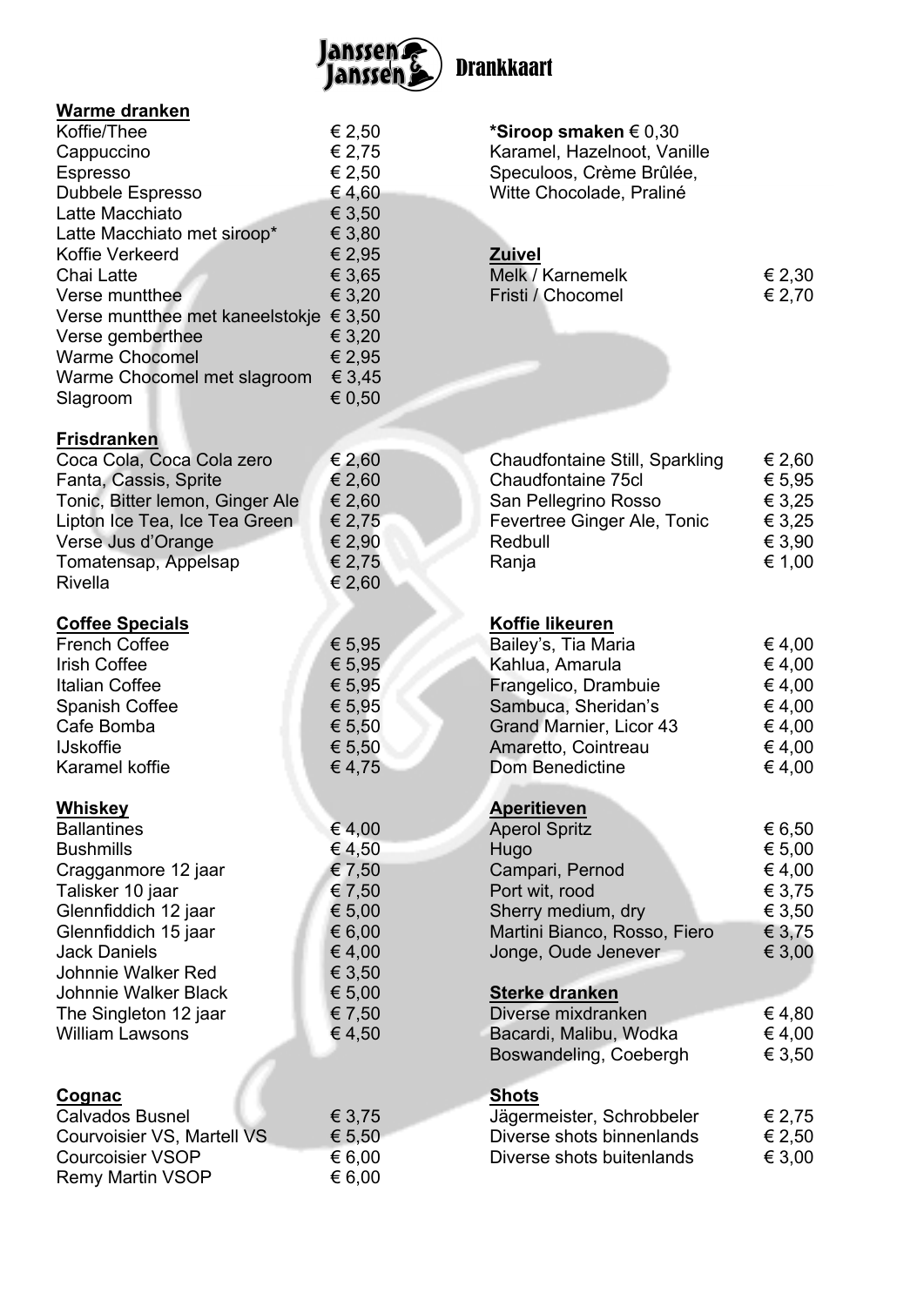# Janssen & Janssen Drankkaart

## Warme dranken

| | |
|---|---|
| Koffie/Thee | € 2,50 |
| Cappuccino | € 2,75 |
| Espresso | € 2,50 |
| Dubbele Espresso | € 4,60 |
| Latte Macchiato | € 3,50 |
| Latte Macchiato met siroop* | € 3,80 |
| Koffie Verkeerd | € 2,95 |
| Chai Latte | € 3,65 |
| Verse muntthee | € 3,20 |
| Verse muntthee met kaneelstokje | € 3,50 |
| Verse gemberthee | € 3,20 |
| Warme Chocomel | € 2,95 |
| Warme Chocomel met slagroom | € 3,45 |
| Slagroom | € 0,50 |

**\*Siroop smaken** € 0,30
Karamel, Hazelnoot, Vanille
Speculoos, Crème Brûlée,
Witte Chocolade, Praliné

## Zuivel

| | |
|---|---|
| Melk / Karnemelk | € 2,30 |
| Fristi / Chocomel | € 2,70 |

## Frisdranken

| | |
|---|---|
| Coca Cola, Coca Cola zero | € 2,60 |
| Fanta, Cassis, Sprite | € 2,60 |
| Tonic, Bitter lemon, Ginger Ale | € 2,60 |
| Lipton Ice Tea, Ice Tea Green | € 2,75 |
| Verse Jus d'Orange | € 2,90 |
| Tomatensap, Appelsap | € 2,75 |
| Rivella | € 2,60 |
| Chaudfontaine Still, Sparkling | € 2,60 |
| Chaudfontaine 75cl | € 5,95 |
| San Pellegrino Rosso | € 3,25 |
| Fevertree Ginger Ale, Tonic | € 3,25 |
| Redbull | € 3,90 |
| Ranja | € 1,00 |

## Coffee Specials

| | |
|---|---|
| French Coffee | € 5,95 |
| Irish Coffee | € 5,95 |
| Italian Coffee | € 5,95 |
| Spanish Coffee | € 5,95 |
| Cafe Bomba | € 5,50 |
| IJskoffie | € 5,50 |
| Karamel koffie | € 4,75 |

## Koffie likeuren

| | |
|---|---|
| Bailey's, Tia Maria | € 4,00 |
| Kahlua, Amarula | € 4,00 |
| Frangelico, Drambuie | € 4,00 |
| Sambuca, Sheridan's | € 4,00 |
| Grand Marnier, Licor 43 | € 4,00 |
| Amaretto, Cointreau | € 4,00 |
| Dom Benedictine | € 4,00 |

## Whiskey

| | |
|---|---|
| Ballantines | € 4,00 |
| Bushmills | € 4,50 |
| Cragganmore 12 jaar | € 7,50 |
| Talisker 10 jaar | € 7,50 |
| Glennfiddich 12 jaar | € 5,00 |
| Glennfiddich 15 jaar | € 6,00 |
| Jack Daniels | € 4,00 |
| Johnnie Walker Red | € 3,50 |
| Johnnie Walker Black | € 5,00 |
| The Singleton 12 jaar | € 7,50 |
| William Lawsons | € 4,50 |

## Aperitieven

| | |
|---|---|
| Aperol Spritz | € 6,50 |
| Hugo | € 5,00 |
| Campari, Pernod | € 4,00 |
| Port wit, rood | € 3,75 |
| Sherry medium, dry | € 3,50 |
| Martini Bianco, Rosso, Fiero | € 3,75 |
| Jonge, Oude Jenever | € 3,00 |

## Sterke dranken

| | |
|---|---|
| Diverse mixdranken | € 4,80 |
| Bacardi, Malibu, Wodka | € 4,00 |
| Boswandeling, Coebergh | € 3,50 |

## Cognac

| | |
|---|---|
| Calvados Busnel | € 3,75 |
| Courvoisier VS, Martell VS | € 5,50 |
| Courcoisier VSOP | € 6,00 |
| Remy Martin VSOP | € 6,00 |

## Shots

| | |
|---|---|
| Jägermeister, Schrobbeler | € 2,75 |
| Diverse shots binnenlands | € 2,50 |
| Diverse shots buitenlands | € 3,00 |